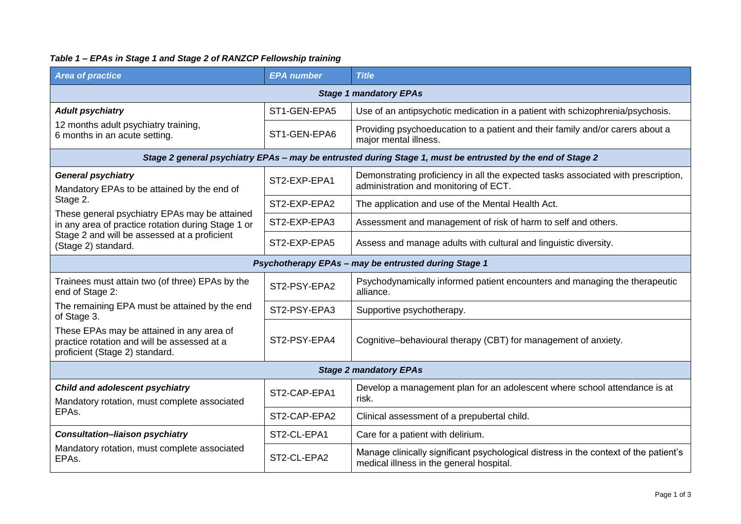***Table 1 – EPAs in Stage 1 and Stage 2 of RANZCP Fellowship training***

| *Area of practice* | *EPA number* | *Title* |
|---|---|---|
| ***Stage 1 mandatory EPAs*** | | |
| ***Adult psychiatry*** 12 months adult psychiatry training, 6 months in an acute setting. | ST1-GEN-EPA5 | Use of an antipsychotic medication in a patient with schizophrenia/psychosis. |
| | ST1-GEN-EPA6 | Providing psychoeducation to a patient and their family and/or carers about a major mental illness. |
| ***Stage 2 general psychiatry EPAs – may be entrusted during Stage 1, must be entrusted by the end of Stage 2*** | | |
| ***General psychiatry*** Mandatory EPAs to be attained by the end of Stage 2. These general psychiatry EPAs may be attained in any area of practice rotation during Stage 1 or Stage 2 and will be assessed at a proficient (Stage 2) standard. | ST2-EXP-EPA1 | Demonstrating proficiency in all the expected tasks associated with prescription, administration and monitoring of ECT. |
| | ST2-EXP-EPA2 | The application and use of the Mental Health Act. |
| | ST2-EXP-EPA3 | Assessment and management of risk of harm to self and others. |
| | ST2-EXP-EPA5 | Assess and manage adults with cultural and linguistic diversity. |
| ***Psychotherapy EPAs – may be entrusted during Stage 1*** | | |
| Trainees must attain two (of three) EPAs by the end of Stage 2: The remaining EPA must be attained by the end of Stage 3. These EPAs may be attained in any area of practice rotation and will be assessed at a proficient (Stage 2) standard. | ST2-PSY-EPA2 | Psychodynamically informed patient encounters and managing the therapeutic alliance. |
| | ST2-PSY-EPA3 | Supportive psychotherapy. |
| | ST2-PSY-EPA4 | Cognitive–behavioural therapy (CBT) for management of anxiety. |
| ***Stage 2 mandatory EPAs*** | | |
| ***Child and adolescent psychiatry*** Mandatory rotation, must complete associated EPAs. | ST2-CAP-EPA1 | Develop a management plan for an adolescent where school attendance is at risk. |
| | ST2-CAP-EPA2 | Clinical assessment of a prepubertal child. |
| ***Consultation–liaison psychiatry*** Mandatory rotation, must complete associated EPAs. | ST2-CL-EPA1 | Care for a patient with delirium. |
| | ST2-CL-EPA2 | Manage clinically significant psychological distress in the context of the patient's medical illness in the general hospital. |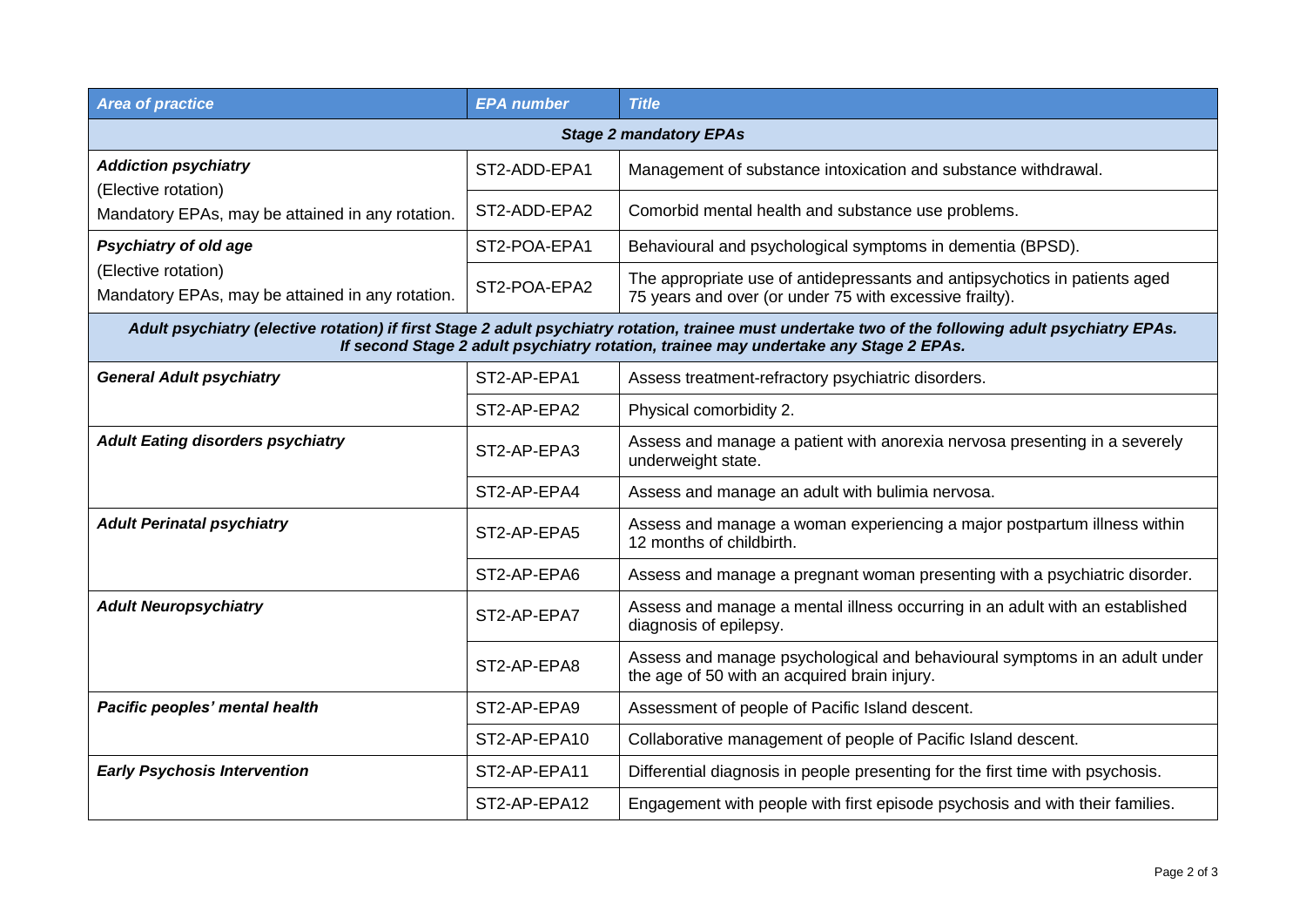| *Area of practice* | *EPA number* | *Title* |
|---|---|---|
| ***Stage 2 mandatory EPAs*** | | |
| ***Addiction psychiatry*** (Elective rotation) Mandatory EPAs, may be attained in any rotation. | ST2-ADD-EPA1 | Management of substance intoxication and substance withdrawal. |
| | ST2-ADD-EPA2 | Comorbid mental health and substance use problems. |
| ***Psychiatry of old age*** (Elective rotation) Mandatory EPAs, may be attained in any rotation. | ST2-POA-EPA1 | Behavioural and psychological symptoms in dementia (BPSD). |
| | ST2-POA-EPA2 | The appropriate use of antidepressants and antipsychotics in patients aged 75 years and over (or under 75 with excessive frailty). |
| ***Adult psychiatry (elective rotation) if first Stage 2 adult psychiatry rotation, trainee must undertake two of the following adult psychiatry EPAs. If second Stage 2 adult psychiatry rotation, trainee may undertake any Stage 2 EPAs.*** | | |
| ***General Adult psychiatry*** | ST2-AP-EPA1 | Assess treatment-refractory psychiatric disorders. |
| | ST2-AP-EPA2 | Physical comorbidity 2. |
| ***Adult Eating disorders psychiatry*** | ST2-AP-EPA3 | Assess and manage a patient with anorexia nervosa presenting in a severely underweight state. |
| | ST2-AP-EPA4 | Assess and manage an adult with bulimia nervosa. |
| ***Adult Perinatal psychiatry*** | ST2-AP-EPA5 | Assess and manage a woman experiencing a major postpartum illness within 12 months of childbirth. |
| | ST2-AP-EPA6 | Assess and manage a pregnant woman presenting with a psychiatric disorder. |
| ***Adult Neuropsychiatry*** | ST2-AP-EPA7 | Assess and manage a mental illness occurring in an adult with an established diagnosis of epilepsy. |
| | ST2-AP-EPA8 | Assess and manage psychological and behavioural symptoms in an adult under the age of 50 with an acquired brain injury. |
| ***Pacific peoples' mental health*** | ST2-AP-EPA9 | Assessment of people of Pacific Island descent. |
| | ST2-AP-EPA10 | Collaborative management of people of Pacific Island descent. |
| ***Early Psychosis Intervention*** | ST2-AP-EPA11 | Differential diagnosis in people presenting for the first time with psychosis. |
| | ST2-AP-EPA12 | Engagement with people with first episode psychosis and with their families. |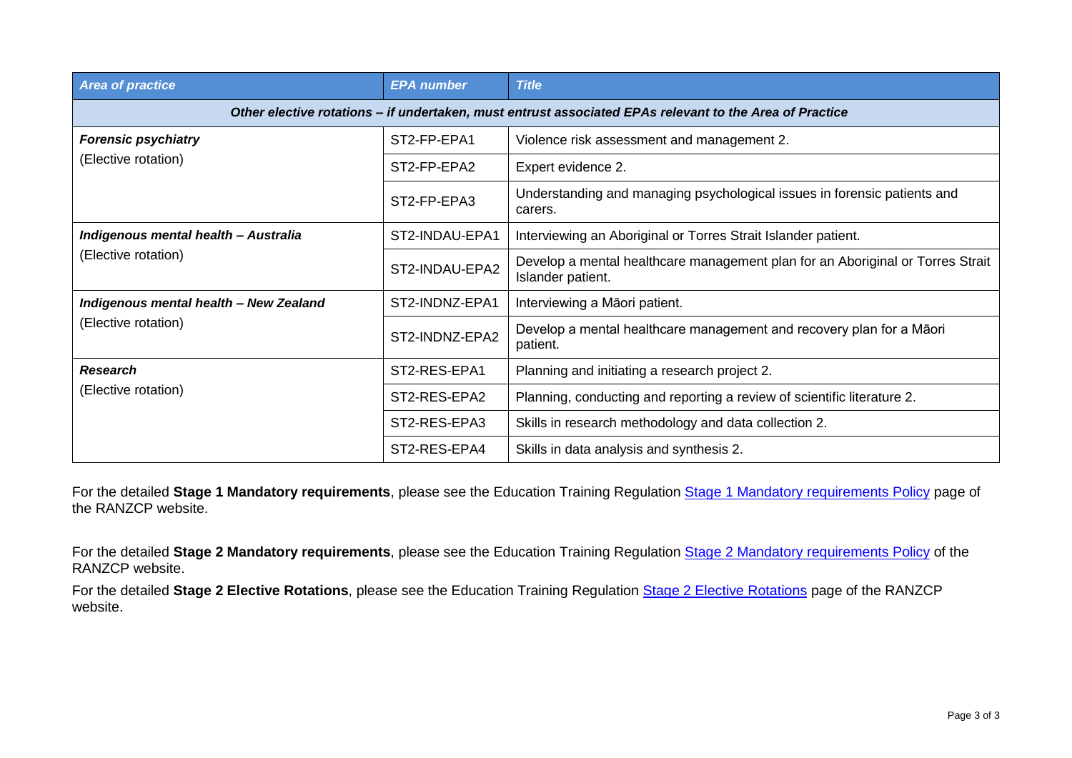| *Area of practice* | *EPA number* | *Title* |
| --- | --- | --- |
| ***Other elective rotations – if undertaken, must entrust associated EPAs relevant to the Area of Practice*** | | |
| ***Forensic psychiatry*** (Elective rotation) | ST2-FP-EPA1 | Violence risk assessment and management 2. |
| | ST2-FP-EPA2 | Expert evidence 2. |
| | ST2-FP-EPA3 | Understanding and managing psychological issues in forensic patients and carers. |
| ***Indigenous mental health – Australia*** (Elective rotation) | ST2-INDAU-EPA1 | Interviewing an Aboriginal or Torres Strait Islander patient. |
| | ST2-INDAU-EPA2 | Develop a mental healthcare management plan for an Aboriginal or Torres Strait Islander patient. |
| ***Indigenous mental health – New Zealand*** (Elective rotation) | ST2-INDNZ-EPA1 | Interviewing a Māori patient. |
| | ST2-INDNZ-EPA2 | Develop a mental healthcare management and recovery plan for a Māori patient. |
| ***Research*** (Elective rotation) | ST2-RES-EPA1 | Planning and initiating a research project 2. |
| | ST2-RES-EPA2 | Planning, conducting and reporting a review of scientific literature 2. |
| | ST2-RES-EPA3 | Skills in research methodology and data collection 2. |
| | ST2-RES-EPA4 | Skills in data analysis and synthesis 2. |

For the detailed **Stage 1 Mandatory requirements**, please see the Education Training Regulation [Stage 1 Mandatory requirements Policy] page of the RANZCP website.

For the detailed **Stage 2 Mandatory requirements**, please see the Education Training Regulation [Stage 2 Mandatory requirements Policy] of the RANZCP website.

For the detailed **Stage 2 Elective Rotations**, please see the Education Training Regulation [Stage 2 Elective Rotations] page of the RANZCP website.